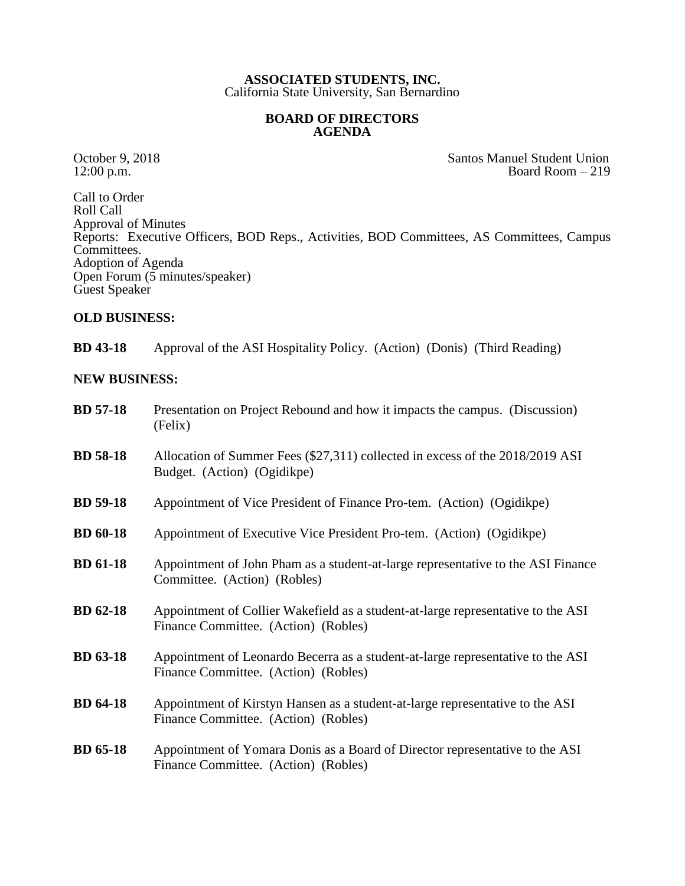**ASSOCIATED STUDENTS, INC.**
California State University, San Bernardino

**BOARD OF DIRECTORS**
**AGENDA**

October 9, 2018
12:00 p.m.

Santos Manuel Student Union
Board Room – 219

Call to Order
Roll Call
Approval of Minutes
Reports: Executive Officers, BOD Reps., Activities, BOD Committees, AS Committees, Campus Committees.
Adoption of Agenda
Open Forum (5 minutes/speaker)
Guest Speaker

**OLD BUSINESS:**

**BD 43-18** Approval of the ASI Hospitality Policy. (Action) (Donis) (Third Reading)

**NEW BUSINESS:**

**BD 57-18** Presentation on Project Rebound and how it impacts the campus. (Discussion) (Felix)

**BD 58-18** Allocation of Summer Fees ($27,311) collected in excess of the 2018/2019 ASI Budget. (Action) (Ogidikpe)

**BD 59-18** Appointment of Vice President of Finance Pro-tem. (Action) (Ogidikpe)

**BD 60-18** Appointment of Executive Vice President Pro-tem. (Action) (Ogidikpe)

**BD 61-18** Appointment of John Pham as a student-at-large representative to the ASI Finance Committee. (Action) (Robles)

**BD 62-18** Appointment of Collier Wakefield as a student-at-large representative to the ASI Finance Committee. (Action) (Robles)

**BD 63-18** Appointment of Leonardo Becerra as a student-at-large representative to the ASI Finance Committee. (Action) (Robles)

**BD 64-18** Appointment of Kirstyn Hansen as a student-at-large representative to the ASI Finance Committee. (Action) (Robles)

**BD 65-18** Appointment of Yomara Donis as a Board of Director representative to the ASI Finance Committee. (Action) (Robles)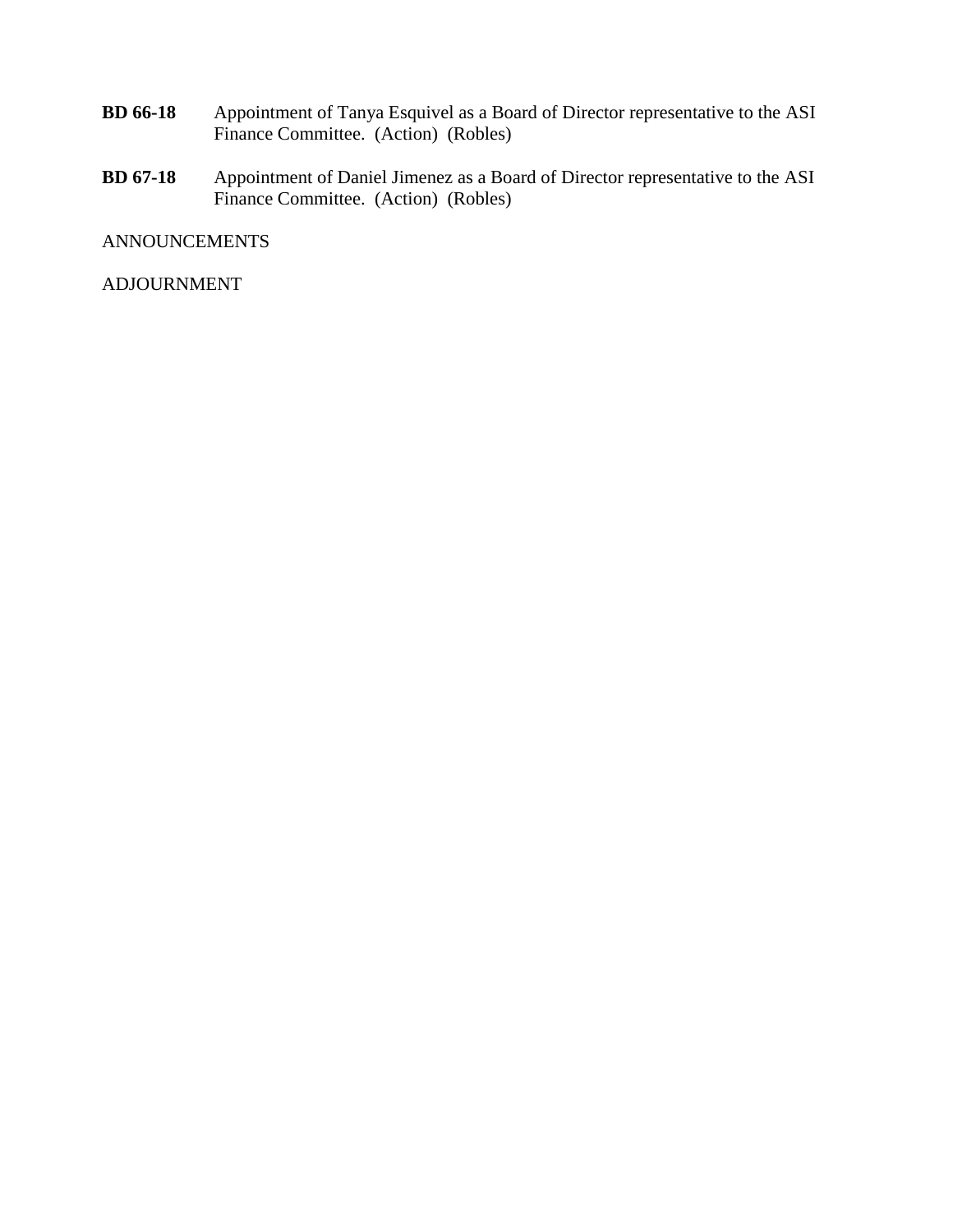**BD 66-18** Appointment of Tanya Esquivel as a Board of Director representative to the ASI Finance Committee. (Action) (Robles)

**BD 67-18** Appointment of Daniel Jimenez as a Board of Director representative to the ASI Finance Committee. (Action) (Robles)

ANNOUNCEMENTS

ADJOURNMENT